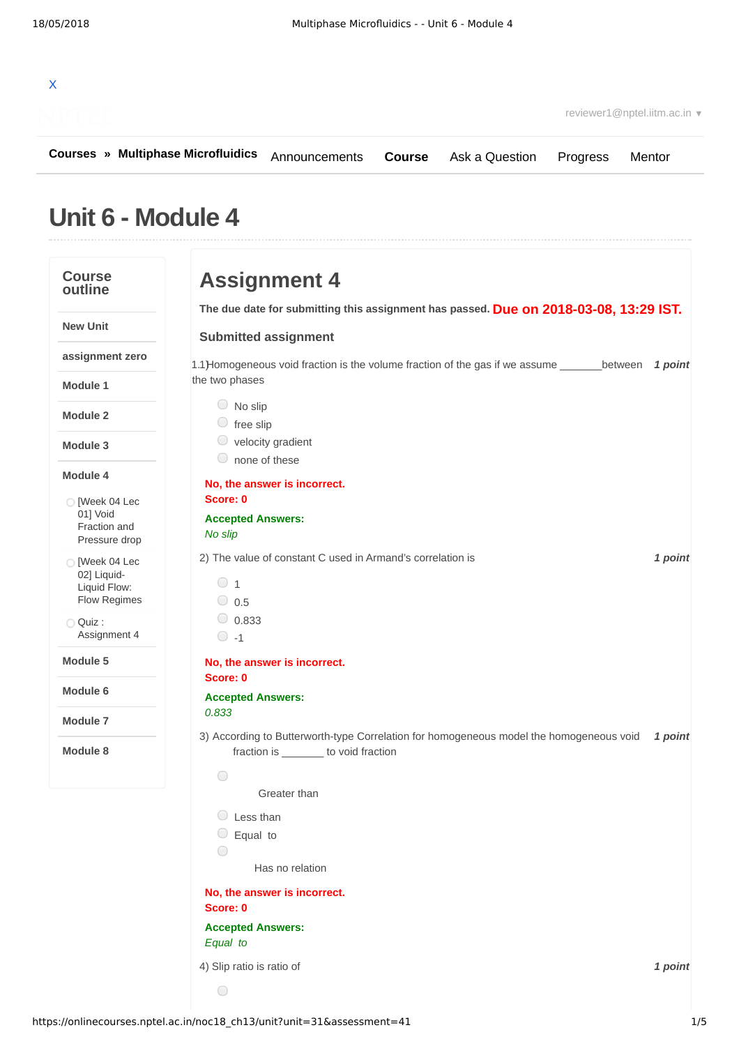X

reviewer1@nptel.iitm.ac.in ▾

**Courses » Multiphase Microfluidics** Announcements **Course** Ask a Question Progress Mentor

# Unit 6 - Module 4

**Course outline**

- **New Unit**
- **assignment zero**
- **Module 1**
- **Module 2**
- **Module 3**
- **Module 4**
  - [Week 04 Lec 01] Void Fraction and Pressure drop
  - [Week 04 Lec 02] Liquid-Liquid Flow: Flow Regimes
  - Quiz : Assignment 4
- **Module 5**
- **Module 6**
- **Module 7**
- **Module 8**

## Assignment 4

**The due date for submitting this assignment has passed.** **Due on 2018-03-08, 13:29 IST.**

### Submitted assignment

1.1)Homogeneous void fraction is the volume fraction of the gas if we assume _______between the two phases *1 point*

- No slip
- free slip
- velocity gradient
- none of these

**No, the answer is incorrect.**
**Score: 0**

**Accepted Answers:**
*No slip*

2) The value of constant C used in Armand's correlation is *1 point*

- 1
- 0.5
- 0.833
- -1

**No, the answer is incorrect.**
**Score: 0**

**Accepted Answers:**
*0.833*

3) According to Butterworth-type Correlation for homogeneous model the homogeneous void fraction is _______ to void fraction *1 point*

- Greater than
- Less than
- Equal to
- Has no relation

**No, the answer is incorrect.**
**Score: 0**

**Accepted Answers:**
*Equal to*

4) Slip ratio is ratio of *1 point*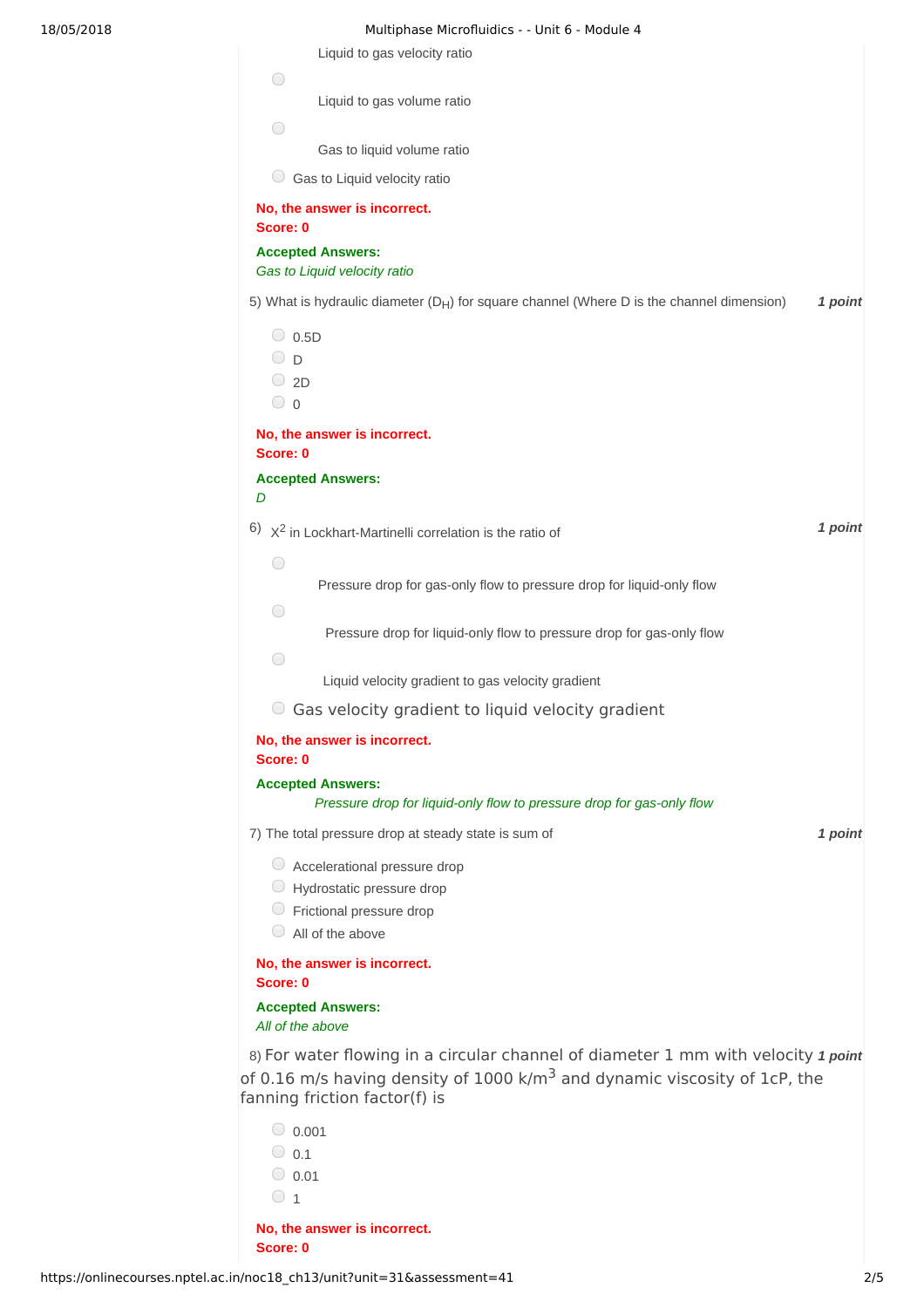Liquid to gas velocity ratio

- Liquid to gas volume ratio
- Gas to liquid volume ratio
- Gas to Liquid velocity ratio

**No, the answer is incorrect.**
**Score: 0**

**Accepted Answers:**
*Gas to Liquid velocity ratio*

5) What is hydraulic diameter ($D_H$) for square channel (Where D is the channel dimension) **1 point**

- 0.5D
- D
- 2D
- 0

**No, the answer is incorrect.**
**Score: 0**

**Accepted Answers:**
*D*

6) $X^2$ in Lockhart-Martinelli correlation is the ratio of **1 point**

- Pressure drop for gas-only flow to pressure drop for liquid-only flow
- Pressure drop for liquid-only flow to pressure drop for gas-only flow
- Liquid velocity gradient to gas velocity gradient
- Gas velocity gradient to liquid velocity gradient

**No, the answer is incorrect.**
**Score: 0**

**Accepted Answers:**
*Pressure drop for liquid-only flow to pressure drop for gas-only flow*

7) The total pressure drop at steady state is sum of **1 point**

- Accelerational pressure drop
- Hydrostatic pressure drop
- Frictional pressure drop
- All of the above

**No, the answer is incorrect.**
**Score: 0**

**Accepted Answers:**
*All of the above*

8) For water flowing in a circular channel of diameter 1 mm with velocity of 0.16 m/s having density of 1000 k/$m^3$ and dynamic viscosity of 1cP, the fanning friction factor(f) is **1 point**

- 0.001
- 0.1
- 0.01
- 1

**No, the answer is incorrect.**
**Score: 0**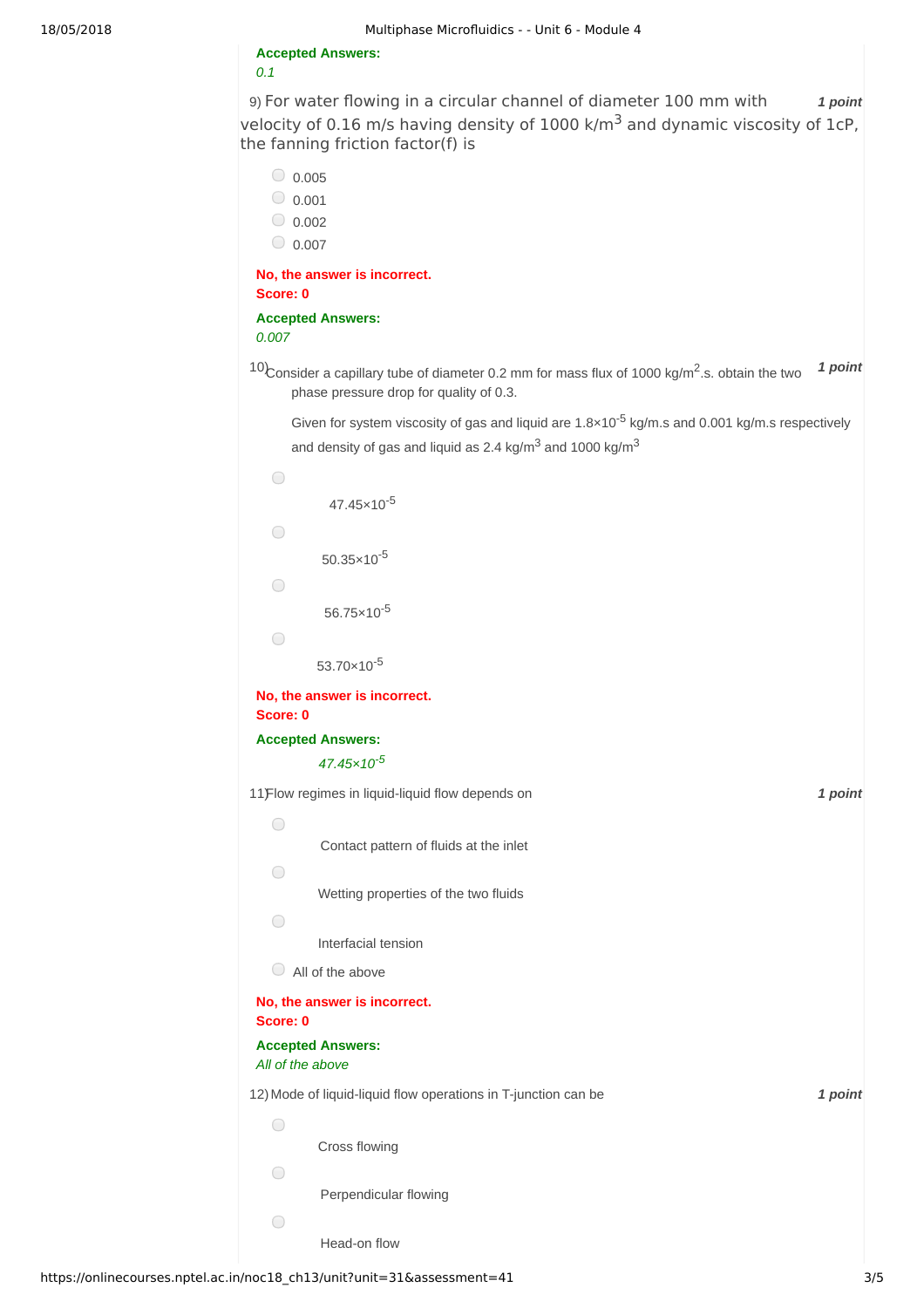**Accepted Answers:**
*0.1*

9) For water flowing in a circular channel of diameter 100 mm with velocity of 0.16 m/s having density of 1000 k/m$^3$ and dynamic viscosity of 1cP, the fanning friction factor(f) is **1 point**

- 0.005
- 0.001
- 0.002
- 0.007

**No, the answer is incorrect.**
**Score: 0**

**Accepted Answers:**
*0.007*

10) Consider a capillary tube of diameter 0.2 mm for mass flux of 1000 kg/m$^2$.s. obtain the two phase pressure drop for quality of 0.3. **1 point**

Given for system viscosity of gas and liquid are $1.8\times10^{-5}$ kg/m.s and 0.001 kg/m.s respectively and density of gas and liquid as 2.4 kg/m$^3$ and 1000 kg/m$^3$

- $47.45\times10^{-5}$
- $50.35\times10^{-5}$
- $56.75\times10^{-5}$
- $53.70\times10^{-5}$

**No, the answer is incorrect.**
**Score: 0**

**Accepted Answers:**
*$47.45\times10^{-5}$*

11) Flow regimes in liquid-liquid flow depends on **1 point**

- Contact pattern of fluids at the inlet
- Wetting properties of the two fluids
- Interfacial tension
- All of the above

**No, the answer is incorrect.**
**Score: 0**

**Accepted Answers:**
*All of the above*

12) Mode of liquid-liquid flow operations in T-junction can be **1 point**

- Cross flowing
- Perpendicular flowing
- Head-on flow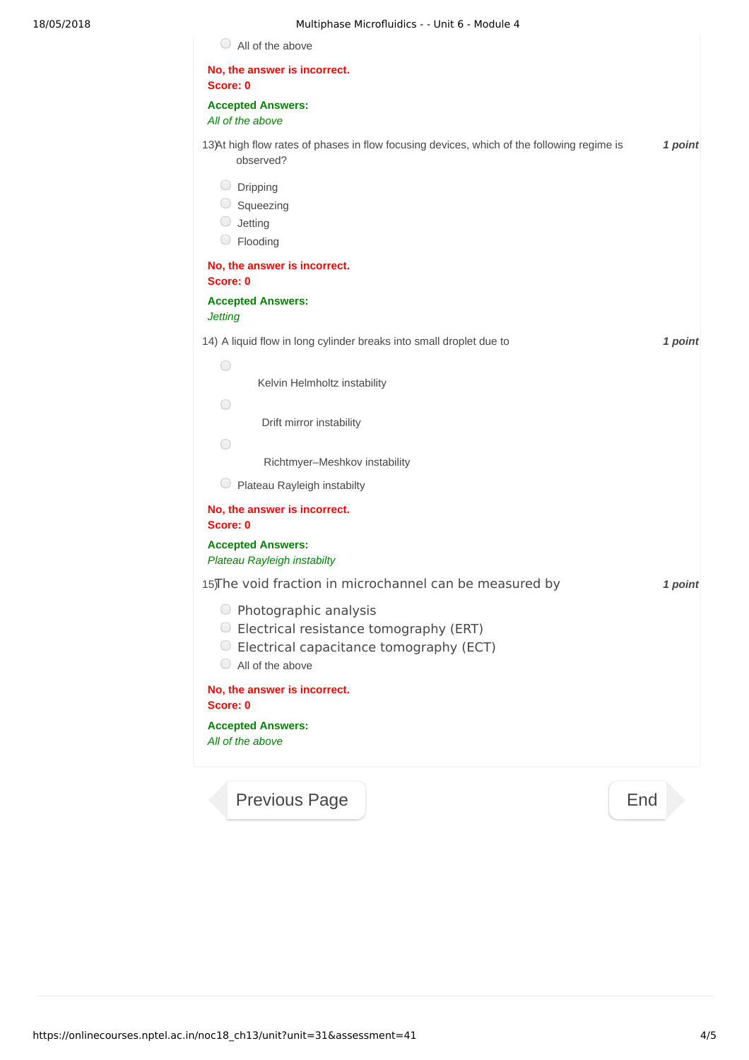- All of the above

**No, the answer is incorrect.**
**Score: 0**

**Accepted Answers:**
*All of the above*

13) At high flow rates of phases in flow focusing devices, which of the following regime is observed? *1 point*

- Dripping
- Squeezing
- Jetting
- Flooding

**No, the answer is incorrect.**
**Score: 0**

**Accepted Answers:**
*Jetting*

14) A liquid flow in long cylinder breaks into small droplet due to *1 point*

- Kelvin Helmholtz instability
- Drift mirror instability
- Richtmyer–Meshkov instability
- Plateau Rayleigh instabilty

**No, the answer is incorrect.**
**Score: 0**

**Accepted Answers:**
*Plateau Rayleigh instabilty*

15) The void fraction in microchannel can be measured by *1 point*

- Photographic analysis
- Electrical resistance tomography (ERT)
- Electrical capacitance tomography (ECT)
- All of the above

**No, the answer is incorrect.**
**Score: 0**

**Accepted Answers:**
*All of the above*

Previous Page | End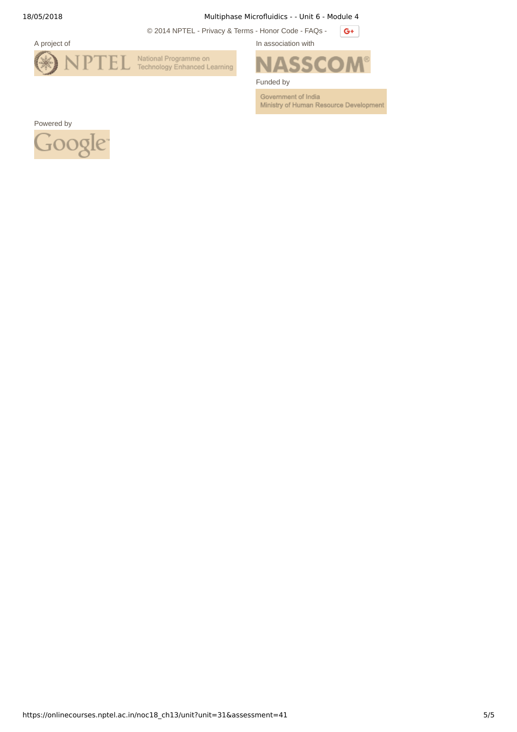© 2014 NPTEL - Privacy & Terms - Honor Code - FAQs -

A project of

NPTEL National Programme on Technology Enhanced Learning

In association with

NASSCOM

Funded by

Government of India
Ministry of Human Resource Development

Powered by

Google